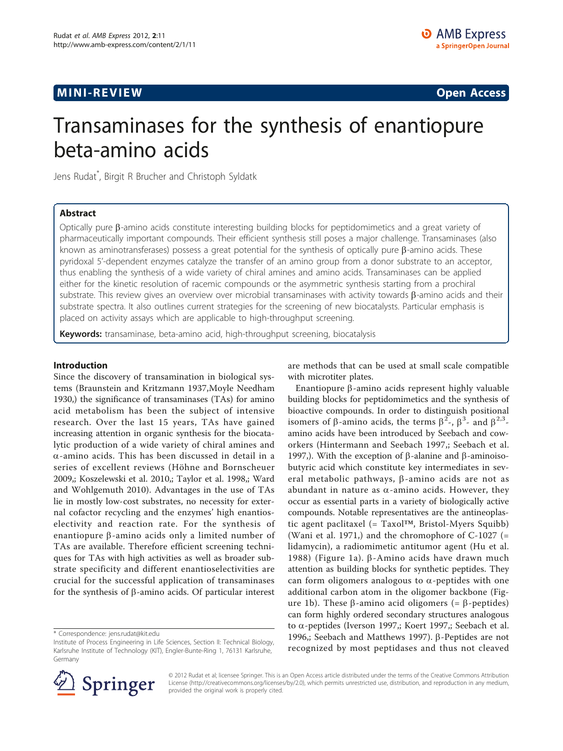MINI-REVIEW **Open Access**

# Transaminases for the synthesis of enantiopure beta-amino acids

Jens Rudat*, Birgit R Brucher and Christoph Syldatk

## Abstract

Optically pure β-amino acids constitute interesting building blocks for peptidomimetics and a great variety of pharmaceutically important compounds. Their efficient synthesis still poses a major challenge. Transaminases (also known as aminotransferases) possess a great potential for the synthesis of optically pure β-amino acids. These pyridoxal 5'-dependent enzymes catalyze the transfer of an amino group from a donor substrate to an acceptor, thus enabling the synthesis of a wide variety of chiral amines and amino acids. Transaminases can be applied either for the kinetic resolution of racemic compounds or the asymmetric synthesis starting from a prochiral substrate. This review gives an overview over microbial transaminases with activity towards β-amino acids and their substrate spectra. It also outlines current strategies for the screening of new biocatalysts. Particular emphasis is placed on activity assays which are applicable to high-throughput screening.

**Keywords:** transaminase, beta-amino acid, high-throughput screening, biocatalysis

## Introduction

Since the discovery of transamination in biological systems (Braunstein and Kritzmann 1937,Moyle Needham 1930,) the significance of transaminases (TAs) for amino acid metabolism has been the subject of intensive research. Over the last 15 years, TAs have gained increasing attention in organic synthesis for the biocatalytic production of a wide variety of chiral amines and α-amino acids. This has been discussed in detail in a series of excellent reviews (Höhne and Bornscheuer 2009,; Koszelewski et al. 2010,; Taylor et al. 1998,; Ward and Wohlgemuth 2010). Advantages in the use of TAs lie in mostly low-cost substrates, no necessity for external cofactor recycling and the enzymes' high enantioselectivity and reaction rate. For the synthesis of enantiopure β-amino acids only a limited number of TAs are available. Therefore efficient screening techniques for TAs with high activities as well as broader substrate specificity and different enantioselectivities are crucial for the successful application of transaminases for the synthesis of β-amino acids. Of particular interest are methods that can be used at small scale compatible with microtiter plates.

Enantiopure β-amino acids represent highly valuable building blocks for peptidomimetics and the synthesis of bioactive compounds. In order to distinguish positional isomers of β-amino acids, the terms $\beta^2$-, $\beta^3$- and $\beta^{2,3}$-amino acids have been introduced by Seebach and coworkers (Hintermann and Seebach 1997,; Seebach et al. 1997,). With the exception of β-alanine and β-aminoisobutyric acid which constitute key intermediates in several metabolic pathways, β-amino acids are not as abundant in nature as α-amino acids. However, they occur as essential parts in a variety of biologically active compounds. Notable representatives are the antineoplastic agent paclitaxel (= Taxol™, Bristol-Myers Squibb) (Wani et al. 1971,) and the chromophore of C-1027 (= lidamycin), a radiomimetic antitumor agent (Hu et al. 1988) (Figure 1a). β-Amino acids have drawn much attention as building blocks for synthetic peptides. They can form oligomers analogous to α-peptides with one additional carbon atom in the oligomer backbone (Figure 1b). These β-amino acid oligomers (= β-peptides) can form highly ordered secondary structures analogous to α-peptides (Iverson 1997,; Koert 1997,; Seebach et al. 1996,; Seebach and Matthews 1997). β-Peptides are not recognized by most peptidases and thus not cleaved

* Correspondence: jens.rudat@kit.edu
Institute of Process Engineering in Life Sciences, Section II: Technical Biology, Karlsruhe Institute of Technology (KIT), Engler-Bunte-Ring 1, 76131 Karlsruhe, Germany

© 2012 Rudat et al; licensee Springer. This is an Open Access article distributed under the terms of the Creative Commons Attribution License (http://creativecommons.org/licenses/by/2.0), which permits unrestricted use, distribution, and reproduction in any medium, provided the original work is properly cited.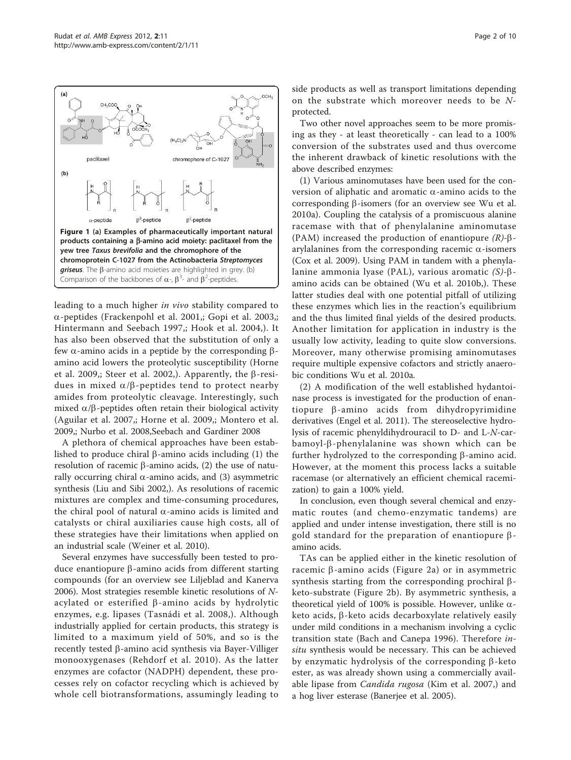**Figure 1 (a) Examples of pharmaceutically important natural products containing a β-amino acid moiety: paclitaxel from the yew tree *Taxus brevifolia* and the chromophore of the chromoprotein C-1027 from the Actinobacteria *Streptomyces griseus***. The β-amino acid moieties are highlighted in grey. (b) Comparison of the backbones of α-, $\beta^3$- and $\beta^2$-peptides.

leading to a much higher *in vivo* stability compared to α-peptides (Frackenpohl et al. 2001,; Gopi et al. 2003,; Hintermann and Seebach 1997,; Hook et al. 2004,). It has also been observed that the substitution of only a few α-amino acids in a peptide by the corresponding β-amino acid lowers the proteolytic susceptibility (Horne et al. 2009,; Steer et al. 2002,). Apparently, the β-residues in mixed α/β-peptides tend to protect nearby amides from proteolytic cleavage. Interestingly, such mixed α/β-peptides often retain their biological activity (Aguilar et al. 2007,; Horne et al. 2009,; Montero et al. 2009,; Nurbo et al. 2008,Seebach and Gardiner 2008

A plethora of chemical approaches have been established to produce chiral β-amino acids including (1) the resolution of racemic β-amino acids, (2) the use of naturally occurring chiral α-amino acids, and (3) asymmetric synthesis (Liu and Sibi 2002,). As resolutions of racemic mixtures are complex and time-consuming procedures, the chiral pool of natural α-amino acids is limited and catalysts or chiral auxiliaries cause high costs, all of these strategies have their limitations when applied on an industrial scale (Weiner et al. 2010).

Several enzymes have successfully been tested to produce enantiopure β-amino acids from different starting compounds (for an overview see Liljeblad and Kanerva 2006). Most strategies resemble kinetic resolutions of *N*-acylated or esterified β-amino acids by hydrolytic enzymes, e.g. lipases (Tasnádi et al. 2008,). Although industrially applied for certain products, this strategy is limited to a maximum yield of 50%, and so is the recently tested β-amino acid synthesis via Bayer-Villiger monooxygenases (Rehdorf et al. 2010). As the latter enzymes are cofactor (NADPH) dependent, these processes rely on cofactor recycling which is achieved by whole cell biotransformations, assumingly leading to side products as well as transport limitations depending on the substrate which moreover needs to be *N*-protected.

Two other novel approaches seem to be more promising as they - at least theoretically - can lead to a 100% conversion of the substrates used and thus overcome the inherent drawback of kinetic resolutions with the above described enzymes:

(1) Various aminomutases have been used for the conversion of aliphatic and aromatic α-amino acids to the corresponding β-isomers (for an overview see Wu et al. 2010a). Coupling the catalysis of a promiscuous alanine racemase with that of phenylalanine aminomutase (PAM) increased the production of enantiopure *(R)*-β-arylalanines from the corresponding racemic α-isomers (Cox et al. 2009). Using PAM in tandem with a phenylalanine ammonia lyase (PAL), various aromatic *(S)*-β-amino acids can be obtained (Wu et al. 2010b,). These latter studies deal with one potential pitfall of utilizing these enzymes which lies in the reaction's equilibrium and the thus limited final yields of the desired products. Another limitation for application in industry is the usually low activity, leading to quite slow conversions. Moreover, many otherwise promising aminomutases require multiple expensive cofactors and strictly anaerobic conditions Wu et al. 2010a.

(2) A modification of the well established hydantoinase process is investigated for the production of enantiopure β-amino acids from dihydropyrimidine derivatives (Engel et al. 2011). The stereoselective hydrolysis of racemic phenyldihydrouracil to D- and L-*N*-carbamoyl-β-phenylalanine was shown which can be further hydrolyzed to the corresponding β-amino acid. However, at the moment this process lacks a suitable racemase (or alternatively an efficient chemical racemization) to gain a 100% yield.

In conclusion, even though several chemical and enzymatic routes (and chemo-enzymatic tandems) are applied and under intense investigation, there still is no gold standard for the preparation of enantiopure β-amino acids.

TAs can be applied either in the kinetic resolution of racemic β-amino acids (Figure 2a) or in asymmetric synthesis starting from the corresponding prochiral β-keto-substrate (Figure 2b). By asymmetric synthesis, a theoretical yield of 100% is possible. However, unlike α-keto acids, β-keto acids decarboxylate relatively easily under mild conditions in a mechanism involving a cyclic transition state (Bach and Canepa 1996). Therefore *in-situ* synthesis would be necessary. This can be achieved by enzymatic hydrolysis of the corresponding β-keto ester, as was already shown using a commercially available lipase from *Candida rugosa* (Kim et al. 2007,) and a hog liver esterase (Banerjee et al. 2005).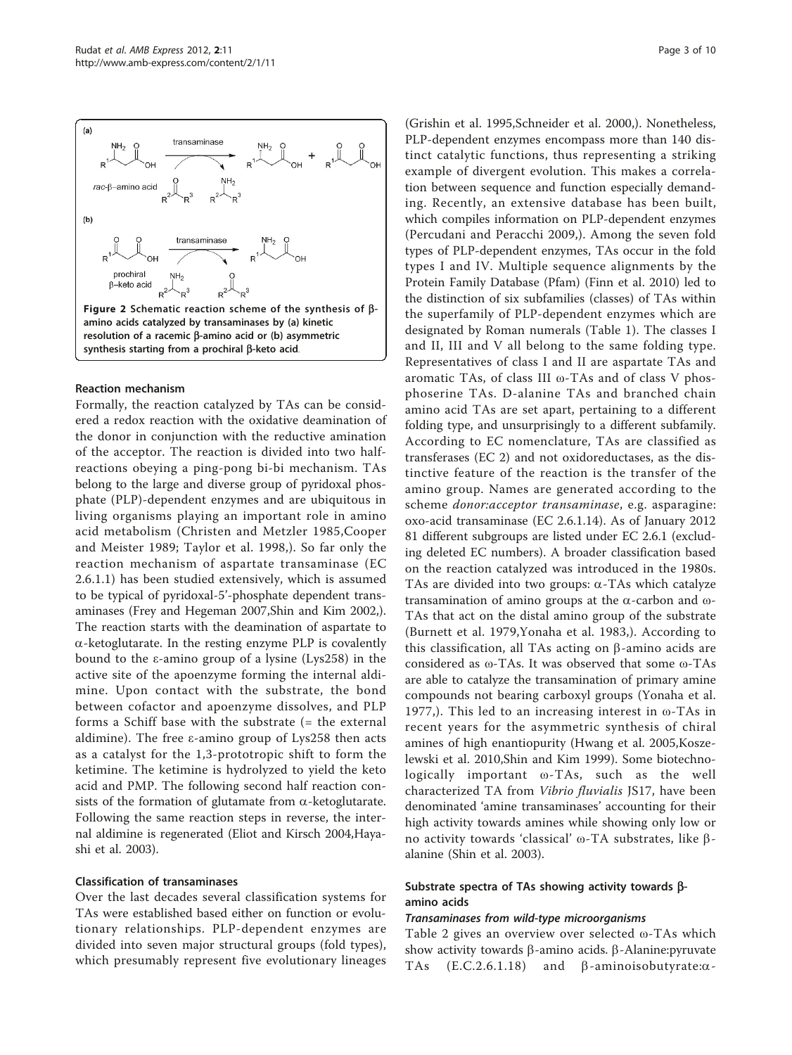Figure 2 Schematic reaction scheme of the synthesis of β-amino acids catalyzed by transaminases by (a) kinetic resolution of a racemic β-amino acid or (b) asymmetric synthesis starting from a prochiral β-keto acid.

### Reaction mechanism

Formally, the reaction catalyzed by TAs can be considered a redox reaction with the oxidative deamination of the donor in conjunction with the reductive amination of the acceptor. The reaction is divided into two half-reactions obeying a ping-pong bi-bi mechanism. TAs belong to the large and diverse group of pyridoxal phosphate (PLP)-dependent enzymes and are ubiquitous in living organisms playing an important role in amino acid metabolism (Christen and Metzler 1985,Cooper and Meister 1989; Taylor et al. 1998,). So far only the reaction mechanism of aspartate transaminase (EC 2.6.1.1) has been studied extensively, which is assumed to be typical of pyridoxal-5'-phosphate dependent transaminases (Frey and Hegeman 2007,Shin and Kim 2002,). The reaction starts with the deamination of aspartate to α-ketoglutarate. In the resting enzyme PLP is covalently bound to the ε-amino group of a lysine (Lys258) in the active site of the apoenzyme forming the internal aldimine. Upon contact with the substrate, the bond between cofactor and apoenzyme dissolves, and PLP forms a Schiff base with the substrate (= the external aldimine). The free ε-amino group of Lys258 then acts as a catalyst for the 1,3-prototropic shift to form the ketimine. The ketimine is hydrolyzed to yield the keto acid and PMP. The following second half reaction consists of the formation of glutamate from α-ketoglutarate. Following the same reaction steps in reverse, the internal aldimine is regenerated (Eliot and Kirsch 2004,Hayashi et al. 2003).

### Classification of transaminases

Over the last decades several classification systems for TAs were established based either on function or evolutionary relationships. PLP-dependent enzymes are divided into seven major structural groups (fold types), which presumably represent five evolutionary lineages (Grishin et al. 1995,Schneider et al. 2000,). Nonetheless, PLP-dependent enzymes encompass more than 140 distinct catalytic functions, thus representing a striking example of divergent evolution. This makes a correlation between sequence and function especially demanding. Recently, an extensive database has been built, which compiles information on PLP-dependent enzymes (Percudani and Peracchi 2009,). Among the seven fold types of PLP-dependent enzymes, TAs occur in the fold types I and IV. Multiple sequence alignments by the Protein Family Database (Pfam) (Finn et al. 2010) led to the distinction of six subfamilies (classes) of TAs within the superfamily of PLP-dependent enzymes which are designated by Roman numerals (Table 1). The classes I and II, III and V all belong to the same folding type. Representatives of class I and II are aspartate TAs and aromatic TAs, of class III ω-TAs and of class V phosphoserine TAs. D-alanine TAs and branched chain amino acid TAs are set apart, pertaining to a different folding type, and unsurprisingly to a different subfamily. According to EC nomenclature, TAs are classified as transferases (EC 2) and not oxidoreductases, as the distinctive feature of the reaction is the transfer of the amino group. Names are generated according to the scheme *donor:acceptor transaminase*, e.g. asparagine: oxo-acid transaminase (EC 2.6.1.14). As of January 2012 81 different subgroups are listed under EC 2.6.1 (excluding deleted EC numbers). A broader classification based on the reaction catalyzed was introduced in the 1980s. TAs are divided into two groups: α-TAs which catalyze transamination of amino groups at the α-carbon and ω-TAs that act on the distal amino group of the substrate (Burnett et al. 1979,Yonaha et al. 1983,). According to this classification, all TAs acting on β-amino acids are considered as ω-TAs. It was observed that some ω-TAs are able to catalyze the transamination of primary amine compounds not bearing carboxyl groups (Yonaha et al. 1977,). This led to an increasing interest in ω-TAs in recent years for the asymmetric synthesis of chiral amines of high enantiopurity (Hwang et al. 2005,Koszelewski et al. 2010,Shin and Kim 1999). Some biotechnologically important ω-TAs, such as the well characterized TA from *Vibrio fluvialis* JS17, have been denominated 'amine transaminases' accounting for their high activity towards amines while showing only low or no activity towards 'classical' ω-TA substrates, like β-alanine (Shin et al. 2003).

### Substrate spectra of TAs showing activity towards β-amino acids

#### *Transaminases from wild-type microorganisms*

Table 2 gives an overview over selected ω-TAs which show activity towards β-amino acids. β-Alanine:pyruvate TAs (E.C.2.6.1.18) and β-aminoisobutyrate:α-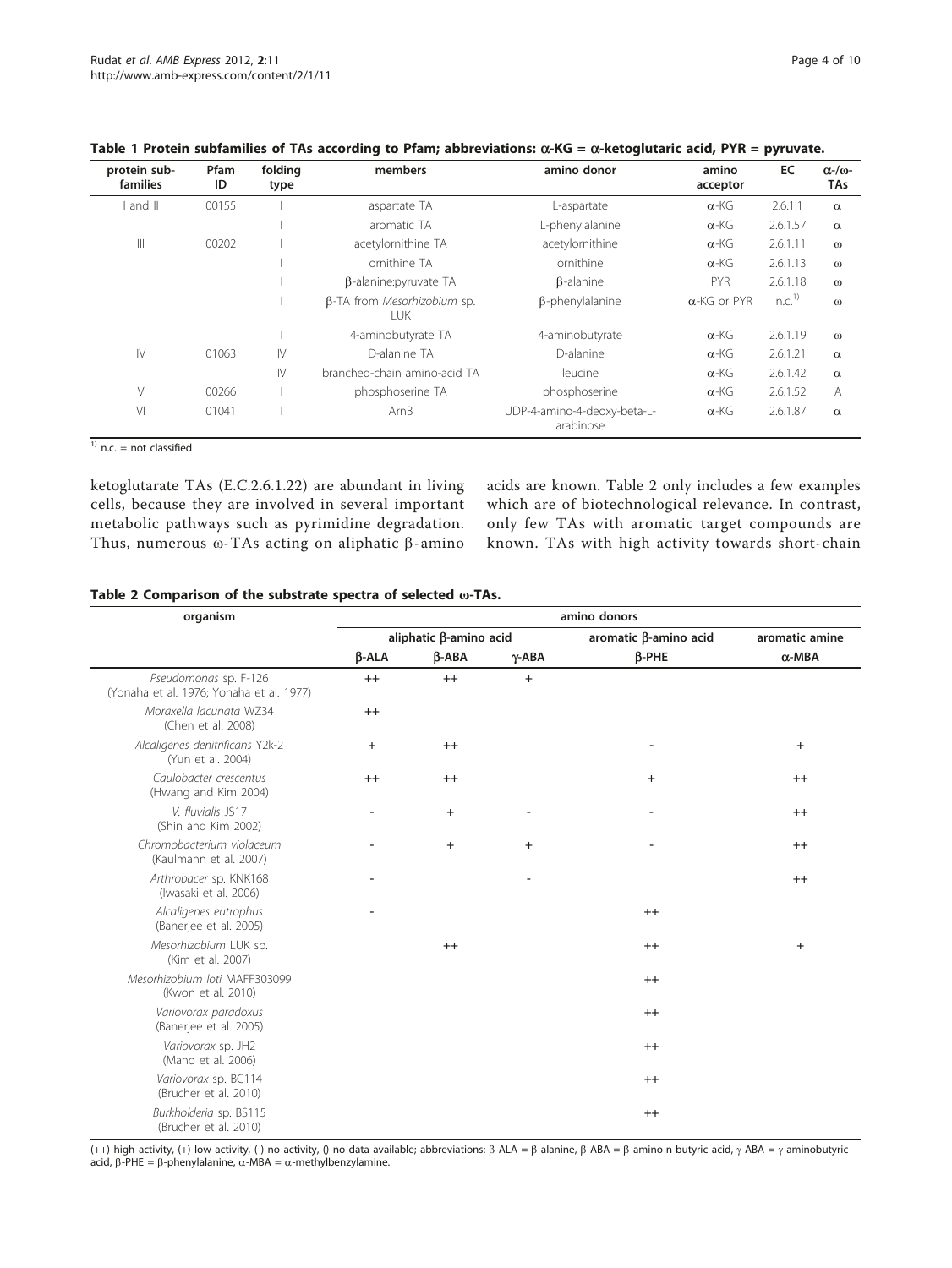**Table 1 Protein subfamilies of TAs according to Pfam; abbreviations: α-KG = α-ketoglutaric acid, PYR = pyruvate.**

| protein sub-families | Pfam ID | folding type | members | amino donor | amino acceptor | EC | α-/ω-TAs |
|---|---|---|---|---|---|---|---|
| I and II | 00155 | I | aspartate TA | L-aspartate | α-KG | 2.6.1.1 | α |
| | | I | aromatic TA | L-phenylalanine | α-KG | 2.6.1.57 | α |
| III | 00202 | I | acetylornithine TA | acetylornithine | α-KG | 2.6.1.11 | ω |
| | | I | ornithine TA | ornithine | α-KG | 2.6.1.13 | ω |
| | | I | β-alanine:pyruvate TA | β-alanine | PYR | 2.6.1.18 | ω |
| | | I | β-TA from *Mesorhizobium* sp. LUK | β-phenylalanine | α-KG or PYR | n.c.[1] | ω |
| | | I | 4-aminobutyrate TA | 4-aminobutyrate | α-KG | 2.6.1.19 | ω |
| IV | 01063 | IV | D-alanine TA | D-alanine | α-KG | 2.6.1.21 | α |
| | | IV | branched-chain amino-acid TA | leucine | α-KG | 2.6.1.42 | α |
| V | 00266 | I | phosphoserine TA | phosphoserine | α-KG | 2.6.1.52 | A |
| VI | 01041 | I | ArnB | UDP-4-amino-4-deoxy-beta-L-arabinose | α-KG | 2.6.1.87 | α |

[1] n.c. = not classified

ketoglutarate TAs (E.C.2.6.1.22) are abundant in living cells, because they are involved in several important metabolic pathways such as pyrimidine degradation. Thus, numerous ω-TAs acting on aliphatic β-amino acids are known. Table 2 only includes a few examples which are of biotechnological relevance. In contrast, only few TAs with aromatic target compounds are known. TAs with high activity towards short-chain

**Table 2 Comparison of the substrate spectra of selected ω-TAs.**

| organism | amino donors | | | | |
|---|---|---|---|---|---|
| | aliphatic β-amino acid | | | aromatic β-amino acid | aromatic amine |
| | β-ALA | β-ABA | γ-ABA | β-PHE | α-MBA |
| *Pseudomonas* sp. F-126 (Yonaha et al. 1976; Yonaha et al. 1977) | ++ | ++ | + | | |
| *Moraxella lacunata* WZ34 (Chen et al. 2008) | ++ | | | | |
| *Alcaligenes denitrificans* Y2k-2 (Yun et al. 2004) | + | ++ | | - | + |
| *Caulobacter crescentus* (Hwang and Kim 2004) | ++ | ++ | | + | ++ |
| *V. fluvialis* JS17 (Shin and Kim 2002) | - | + | - | - | ++ |
| *Chromobacterium violaceum* (Kaulmann et al. 2007) | - | + | + | - | ++ |
| *Arthrobacter* sp. KNK168 (Iwasaki et al. 2006) | - | | - | | ++ |
| *Alcaligenes eutrophus* (Banerjee et al. 2005) | - | | | ++ | |
| *Mesorhizobium* LUK sp. (Kim et al. 2007) | | ++ | | ++ | + |
| *Mesorhizobium loti* MAFF303099 (Kwon et al. 2010) | | | | ++ | |
| *Variovorax paradoxus* (Banerjee et al. 2005) | | | | ++ | |
| *Variovorax* sp. JH2 (Mano et al. 2006) | | | | ++ | |
| *Variovorax* sp. BC114 (Brucher et al. 2010) | | | | ++ | |
| *Burkholderia* sp. BS115 (Brucher et al. 2010) | | | | ++ | |

(++) high activity, (+) low activity, (-) no activity, () no data available; abbreviations: β-ALA = β-alanine, β-ABA = β-amino-n-butyric acid, γ-ABA = γ-aminobutyric acid, β-PHE = β-phenylalanine, α-MBA = α-methylbenzylamine.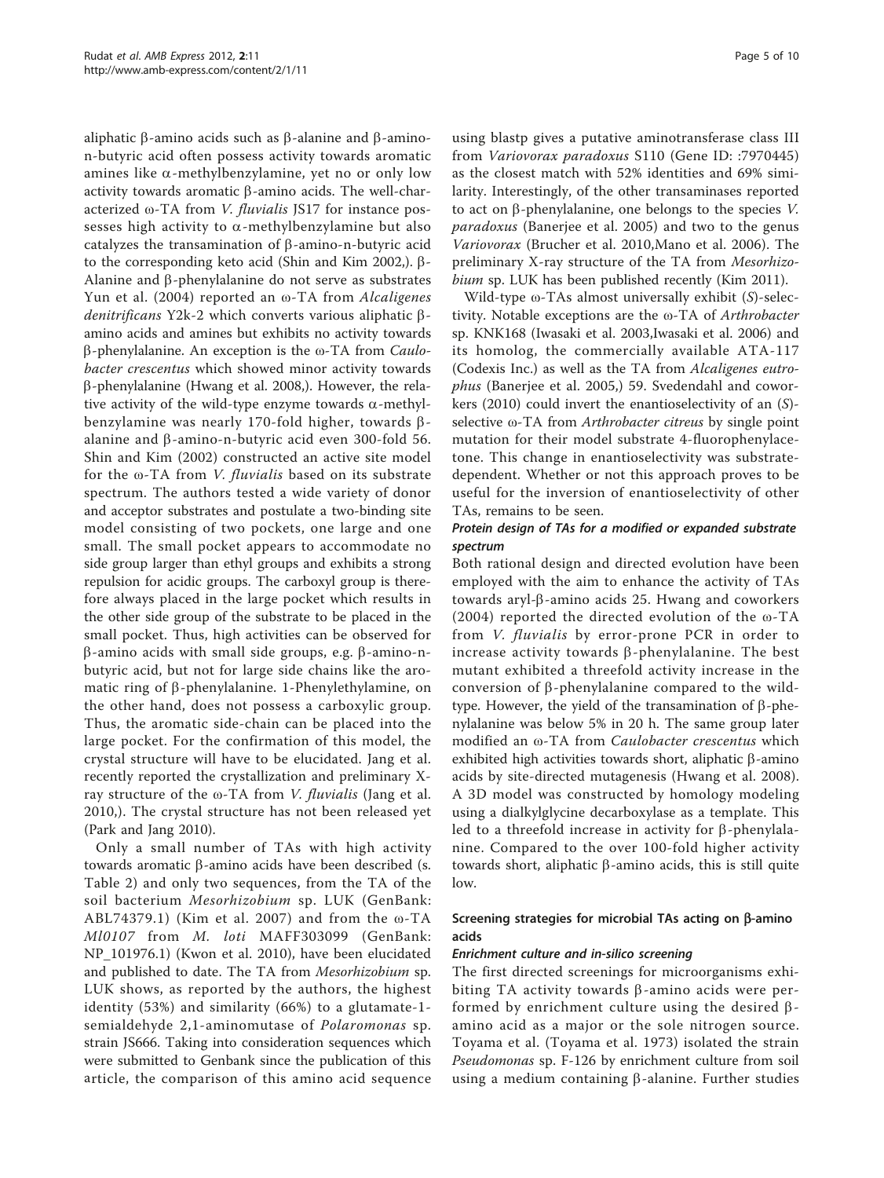aliphatic β-amino acids such as β-alanine and β-amino-n-butyric acid often possess activity towards aromatic amines like α-methylbenzylamine, yet no or only low activity towards aromatic β-amino acids. The well-characterized ω-TA from *V. fluvialis* JS17 for instance possesses high activity to α-methylbenzylamine but also catalyzes the transamination of β-amino-n-butyric acid to the corresponding keto acid (Shin and Kim 2002,). β-Alanine and β-phenylalanine do not serve as substrates Yun et al. (2004) reported an ω-TA from *Alcaligenes denitrificans* Y2k-2 which converts various aliphatic β-amino acids and amines but exhibits no activity towards β-phenylalanine. An exception is the ω-TA from *Caulobacter crescentus* which showed minor activity towards β-phenylalanine (Hwang et al. 2008,). However, the relative activity of the wild-type enzyme towards α-methylbenzylamine was nearly 170-fold higher, towards β-alanine and β-amino-n-butyric acid even 300-fold 56. Shin and Kim (2002) constructed an active site model for the ω-TA from *V. fluvialis* based on its substrate spectrum. The authors tested a wide variety of donor and acceptor substrates and postulate a two-binding site model consisting of two pockets, one large and one small. The small pocket appears to accommodate no side group larger than ethyl groups and exhibits a strong repulsion for acidic groups. The carboxyl group is therefore always placed in the large pocket which results in the other side group of the substrate to be placed in the small pocket. Thus, high activities can be observed for β-amino acids with small side groups, e.g. β-amino-n-butyric acid, but not for large side chains like the aromatic ring of β-phenylalanine. 1-Phenylethylamine, on the other hand, does not possess a carboxylic group. Thus, the aromatic side-chain can be placed into the large pocket. For the confirmation of this model, the crystal structure will have to be elucidated. Jang et al. recently reported the crystallization and preliminary X-ray structure of the ω-TA from *V. fluvialis* (Jang et al. 2010,). The crystal structure has not been released yet (Park and Jang 2010).

Only a small number of TAs with high activity towards aromatic β-amino acids have been described (s. Table 2) and only two sequences, from the TA of the soil bacterium *Mesorhizobium* sp. LUK (GenBank: ABL74379.1) (Kim et al. 2007) and from the ω-TA *Ml0107* from *M. loti* MAFF303099 (GenBank: NP_101976.1) (Kwon et al. 2010), have been elucidated and published to date. The TA from *Mesorhizobium* sp. LUK shows, as reported by the authors, the highest identity (53%) and similarity (66%) to a glutamate-1-semialdehyde 2,1-aminomutase of *Polaromonas* sp. strain JS666. Taking into consideration sequences which were submitted to Genbank since the publication of this article, the comparison of this amino acid sequence using blastp gives a putative aminotransferase class III from *Variovorax paradoxus* S110 (Gene ID: :7970445) as the closest match with 52% identities and 69% similarity. Interestingly, of the other transaminases reported to act on β-phenylalanine, one belongs to the species *V. paradoxus* (Banerjee et al. 2005) and two to the genus *Variovorax* (Brucher et al. 2010,Mano et al. 2006). The preliminary X-ray structure of the TA from *Mesorhizobium* sp. LUK has been published recently (Kim 2011).

Wild-type ω-TAs almost universally exhibit (*S*)-selectivity. Notable exceptions are the ω-TA of *Arthrobacter* sp. KNK168 (Iwasaki et al. 2003,Iwasaki et al. 2006) and its homolog, the commercially available ATA-117 (Codexis Inc.) as well as the TA from *Alcaligenes eutrophus* (Banerjee et al. 2005,) 59. Svedendahl and coworkers (2010) could invert the enantioselectivity of an (*S*)-selective ω-TA from *Arthrobacter citreus* by single point mutation for their model substrate 4-fluorophenylacetone. This change in enantioselectivity was substrate-dependent. Whether or not this approach proves to be useful for the inversion of enantioselectivity of other TAs, remains to be seen.

#### *Protein design of TAs for a modified or expanded substrate spectrum*

Both rational design and directed evolution have been employed with the aim to enhance the activity of TAs towards aryl-β-amino acids 25. Hwang and coworkers (2004) reported the directed evolution of the ω-TA from *V. fluvialis* by error-prone PCR in order to increase activity towards β-phenylalanine. The best mutant exhibited a threefold activity increase in the conversion of β-phenylalanine compared to the wild-type. However, the yield of the transamination of β-phenylalanine was below 5% in 20 h. The same group later modified an ω-TA from *Caulobacter crescentus* which exhibited high activities towards short, aliphatic β-amino acids by site-directed mutagenesis (Hwang et al. 2008). A 3D model was constructed by homology modeling using a dialkylglycine decarboxylase as a template. This led to a threefold increase in activity for β-phenylalanine. Compared to the over 100-fold higher activity towards short, aliphatic β-amino acids, this is still quite low.

### Screening strategies for microbial TAs acting on β-amino acids

#### *Enrichment culture and in-silico screening*

The first directed screenings for microorganisms exhibiting TA activity towards β-amino acids were performed by enrichment culture using the desired β-amino acid as a major or the sole nitrogen source. Toyama et al. (Toyama et al. 1973) isolated the strain *Pseudomonas* sp. F-126 by enrichment culture from soil using a medium containing β-alanine. Further studies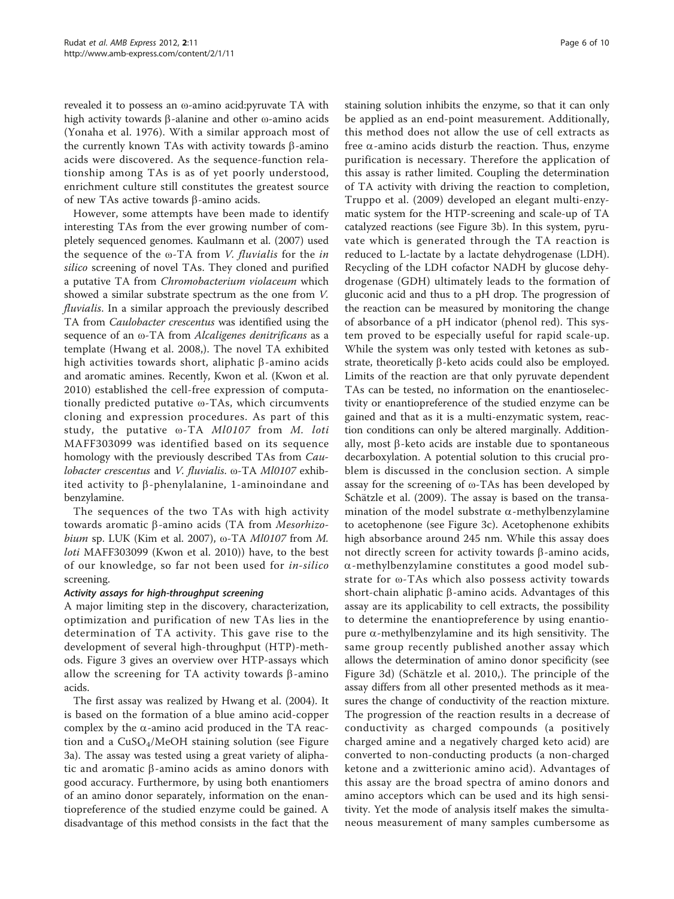revealed it to possess an ω-amino acid:pyruvate TA with high activity towards β-alanine and other ω-amino acids (Yonaha et al. 1976). With a similar approach most of the currently known TAs with activity towards β-amino acids were discovered. As the sequence-function relationship among TAs is as of yet poorly understood, enrichment culture still constitutes the greatest source of new TAs active towards β-amino acids.

However, some attempts have been made to identify interesting TAs from the ever growing number of completely sequenced genomes. Kaulmann et al. (2007) used the sequence of the ω-TA from *V. fluvialis* for the *in silico* screening of novel TAs. They cloned and purified a putative TA from *Chromobacterium violaceum* which showed a similar substrate spectrum as the one from *V. fluvialis*. In a similar approach the previously described TA from *Caulobacter crescentus* was identified using the sequence of an ω-TA from *Alcaligenes denitrificans* as a template (Hwang et al. 2008,). The novel TA exhibited high activities towards short, aliphatic β-amino acids and aromatic amines. Recently, Kwon et al. (Kwon et al. 2010) established the cell-free expression of computationally predicted putative ω-TAs, which circumvents cloning and expression procedures. As part of this study, the putative ω-TA *Ml0107* from *M. loti* MAFF303099 was identified based on its sequence homology with the previously described TAs from *Caulobacter crescentus* and *V. fluvialis*. ω-TA *Ml0107* exhibited activity to β-phenylalanine, 1-aminoindane and benzylamine.

The sequences of the two TAs with high activity towards aromatic β-amino acids (TA from *Mesorhizobium* sp. LUK (Kim et al. 2007), ω-TA *Ml0107* from *M. loti* MAFF303099 (Kwon et al. 2010)) have, to the best of our knowledge, so far not been used for *in-silico* screening.

#### *Activity assays for high-throughput screening*

A major limiting step in the discovery, characterization, optimization and purification of new TAs lies in the determination of TA activity. This gave rise to the development of several high-throughput (HTP)-methods. Figure 3 gives an overview over HTP-assays which allow the screening for TA activity towards β-amino acids.

The first assay was realized by Hwang et al. (2004). It is based on the formation of a blue amino acid-copper complex by the α-amino acid produced in the TA reaction and a $CuSO_4$/MeOH staining solution (see Figure 3a). The assay was tested using a great variety of aliphatic and aromatic β-amino acids as amino donors with good accuracy. Furthermore, by using both enantiomers of an amino donor separately, information on the enantiopreference of the studied enzyme could be gained. A disadvantage of this method consists in the fact that the staining solution inhibits the enzyme, so that it can only be applied as an end-point measurement. Additionally, this method does not allow the use of cell extracts as free α-amino acids disturb the reaction. Thus, enzyme purification is necessary. Therefore the application of this assay is rather limited. Coupling the determination of TA activity with driving the reaction to completion, Truppo et al. (2009) developed an elegant multi-enzymatic system for the HTP-screening and scale-up of TA catalyzed reactions (see Figure 3b). In this system, pyruvate which is generated through the TA reaction is reduced to L-lactate by a lactate dehydrogenase (LDH). Recycling of the LDH cofactor NADH by glucose dehydrogenase (GDH) ultimately leads to the formation of gluconic acid and thus to a pH drop. The progression of the reaction can be measured by monitoring the change of absorbance of a pH indicator (phenol red). This system proved to be especially useful for rapid scale-up. While the system was only tested with ketones as substrate, theoretically β-keto acids could also be employed. Limits of the reaction are that only pyruvate dependent TAs can be tested, no information on the enantioselectivity or enantiopreference of the studied enzyme can be gained and that as it is a multi-enzymatic system, reaction conditions can only be altered marginally. Additionally, most β-keto acids are instable due to spontaneous decarboxylation. A potential solution to this crucial problem is discussed in the conclusion section. A simple assay for the screening of ω-TAs has been developed by Schätzle et al. (2009). The assay is based on the transamination of the model substrate α-methylbenzylamine to acetophenone (see Figure 3c). Acetophenone exhibits high absorbance around 245 nm. While this assay does not directly screen for activity towards β-amino acids, α-methylbenzylamine constitutes a good model substrate for ω-TAs which also possess activity towards short-chain aliphatic β-amino acids. Advantages of this assay are its applicability to cell extracts, the possibility to determine the enantiopreference by using enantiopure α-methylbenzylamine and its high sensitivity. The same group recently published another assay which allows the determination of amino donor specificity (see Figure 3d) (Schätzle et al. 2010,). The principle of the assay differs from all other presented methods as it measures the change of conductivity of the reaction mixture. The progression of the reaction results in a decrease of conductivity as charged compounds (a positively charged amine and a negatively charged keto acid) are converted to non-conducting products (a non-charged ketone and a zwitterionic amino acid). Advantages of this assay are the broad spectra of amino donors and amino acceptors which can be used and its high sensitivity. Yet the mode of analysis itself makes the simultaneous measurement of many samples cumbersome as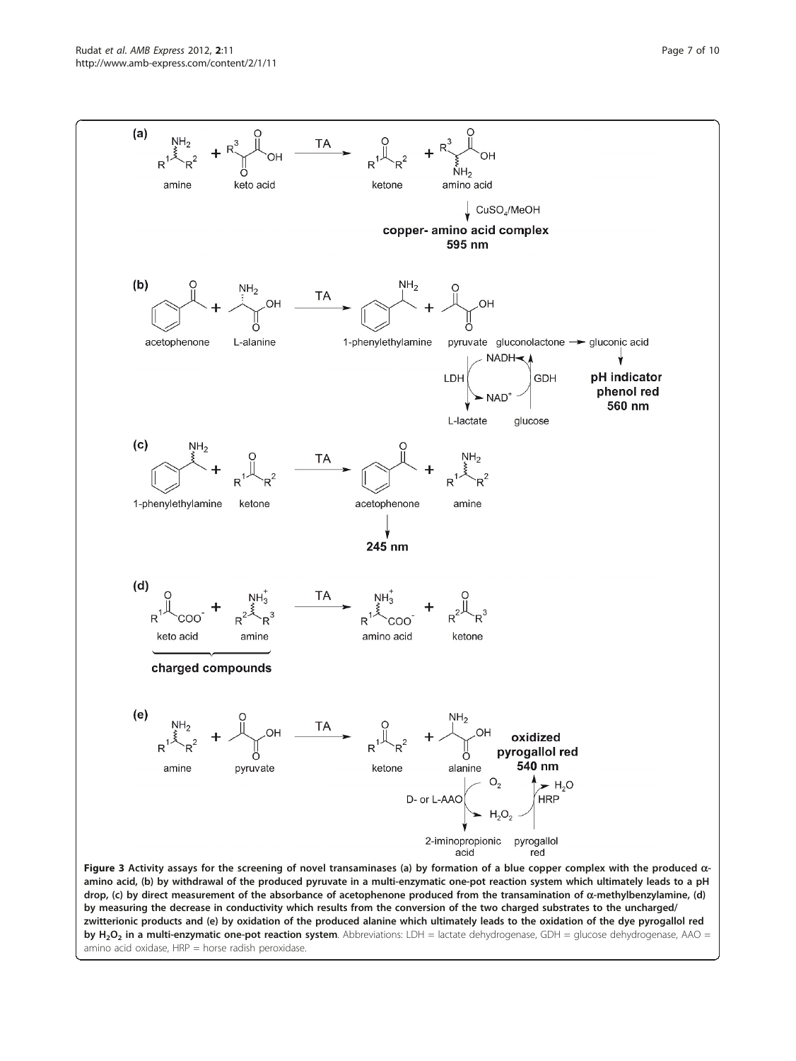**Figure 3 Activity assays for the screening of novel transaminases (a) by formation of a blue copper complex with the produced α-amino acid, (b) by withdrawal of the produced pyruvate in a multi-enzymatic one-pot reaction system which ultimately leads to a pH drop, (c) by direct measurement of the absorbance of acetophenone produced from the transamination of α-methylbenzylamine, (d) by measuring the decrease in conductivity which results from the conversion of the two charged substrates to the uncharged/ zwitterionic products and (e) by oxidation of the produced alanine which ultimately leads to the oxidation of the dye pyrogallol red by $H_2O_2$ in a multi-enzymatic one-pot reaction system**. Abbreviations: LDH = lactate dehydrogenase, GDH = glucose dehydrogenase, AAO = amino acid oxidase, HRP = horse radish peroxidase.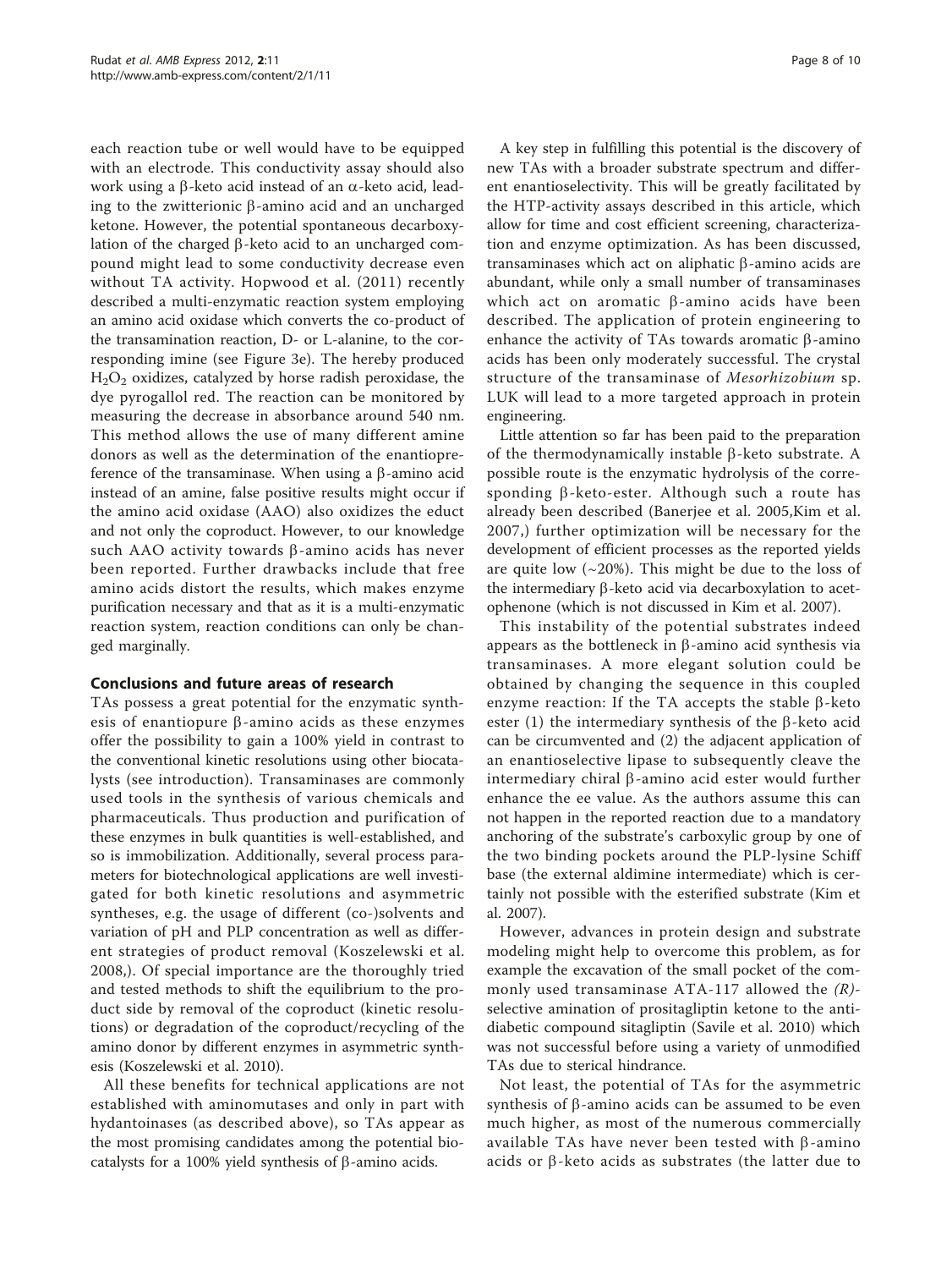each reaction tube or well would have to be equipped with an electrode. This conductivity assay should also work using a β-keto acid instead of an α-keto acid, leading to the zwitterionic β-amino acid and an uncharged ketone. However, the potential spontaneous decarboxylation of the charged β-keto acid to an uncharged compound might lead to some conductivity decrease even without TA activity. Hopwood et al. (2011) recently described a multi-enzymatic reaction system employing an amino acid oxidase which converts the co-product of the transamination reaction, D- or L-alanine, to the corresponding imine (see Figure 3e). The hereby produced $H_2O_2$ oxidizes, catalyzed by horse radish peroxidase, the dye pyrogallol red. The reaction can be monitored by measuring the decrease in absorbance around 540 nm. This method allows the use of many different amine donors as well as the determination of the enantiopreference of the transaminase. When using a β-amino acid instead of an amine, false positive results might occur if the amino acid oxidase (AAO) also oxidizes the educt and not only the coproduct. However, to our knowledge such AAO activity towards β-amino acids has never been reported. Further drawbacks include that free amino acids distort the results, which makes enzyme purification necessary and that as it is a multi-enzymatic reaction system, reaction conditions can only be changed marginally.

## Conclusions and future areas of research

TAs possess a great potential for the enzymatic synthesis of enantiopure β-amino acids as these enzymes offer the possibility to gain a 100% yield in contrast to the conventional kinetic resolutions using other biocatalysts (see introduction). Transaminases are commonly used tools in the synthesis of various chemicals and pharmaceuticals. Thus production and purification of these enzymes in bulk quantities is well-established, and so is immobilization. Additionally, several process parameters for biotechnological applications are well investigated for both kinetic resolutions and asymmetric syntheses, e.g. the usage of different (co-)solvents and variation of pH and PLP concentration as well as different strategies of product removal (Koszelewski et al. 2008,). Of special importance are the thoroughly tried and tested methods to shift the equilibrium to the product side by removal of the coproduct (kinetic resolutions) or degradation of the coproduct/recycling of the amino donor by different enzymes in asymmetric synthesis (Koszelewski et al. 2010).

All these benefits for technical applications are not established with aminomutases and only in part with hydantoinases (as described above), so TAs appear as the most promising candidates among the potential biocatalysts for a 100% yield synthesis of β-amino acids.

A key step in fulfilling this potential is the discovery of new TAs with a broader substrate spectrum and different enantioselectivity. This will be greatly facilitated by the HTP-activity assays described in this article, which allow for time and cost efficient screening, characterization and enzyme optimization. As has been discussed, transaminases which act on aliphatic β-amino acids are abundant, while only a small number of transaminases which act on aromatic β-amino acids have been described. The application of protein engineering to enhance the activity of TAs towards aromatic β-amino acids has been only moderately successful. The crystal structure of the transaminase of *Mesorhizobium* sp. LUK will lead to a more targeted approach in protein engineering.

Little attention so far has been paid to the preparation of the thermodynamically instable β-keto substrate. A possible route is the enzymatic hydrolysis of the corresponding β-keto-ester. Although such a route has already been described (Banerjee et al. 2005,Kim et al. 2007,) further optimization will be necessary for the development of efficient processes as the reported yields are quite low (~20%). This might be due to the loss of the intermediary β-keto acid via decarboxylation to acetophenone (which is not discussed in Kim et al. 2007).

This instability of the potential substrates indeed appears as the bottleneck in β-amino acid synthesis via transaminases. A more elegant solution could be obtained by changing the sequence in this coupled enzyme reaction: If the TA accepts the stable β-keto ester (1) the intermediary synthesis of the β-keto acid can be circumvented and (2) the adjacent application of an enantioselective lipase to subsequently cleave the intermediary chiral β-amino acid ester would further enhance the ee value. As the authors assume this can not happen in the reported reaction due to a mandatory anchoring of the substrate's carboxylic group by one of the two binding pockets around the PLP-lysine Schiff base (the external aldimine intermediate) which is certainly not possible with the esterified substrate (Kim et al. 2007).

However, advances in protein design and substrate modeling might help to overcome this problem, as for example the excavation of the small pocket of the commonly used transaminase ATA-117 allowed the *(R)*-selective amination of prositagliptin ketone to the antidiabetic compound sitagliptin (Savile et al. 2010) which was not successful before using a variety of unmodified TAs due to sterical hindrance.

Not least, the potential of TAs for the asymmetric synthesis of β-amino acids can be assumed to be even much higher, as most of the numerous commercially available TAs have never been tested with β-amino acids or β-keto acids as substrates (the latter due to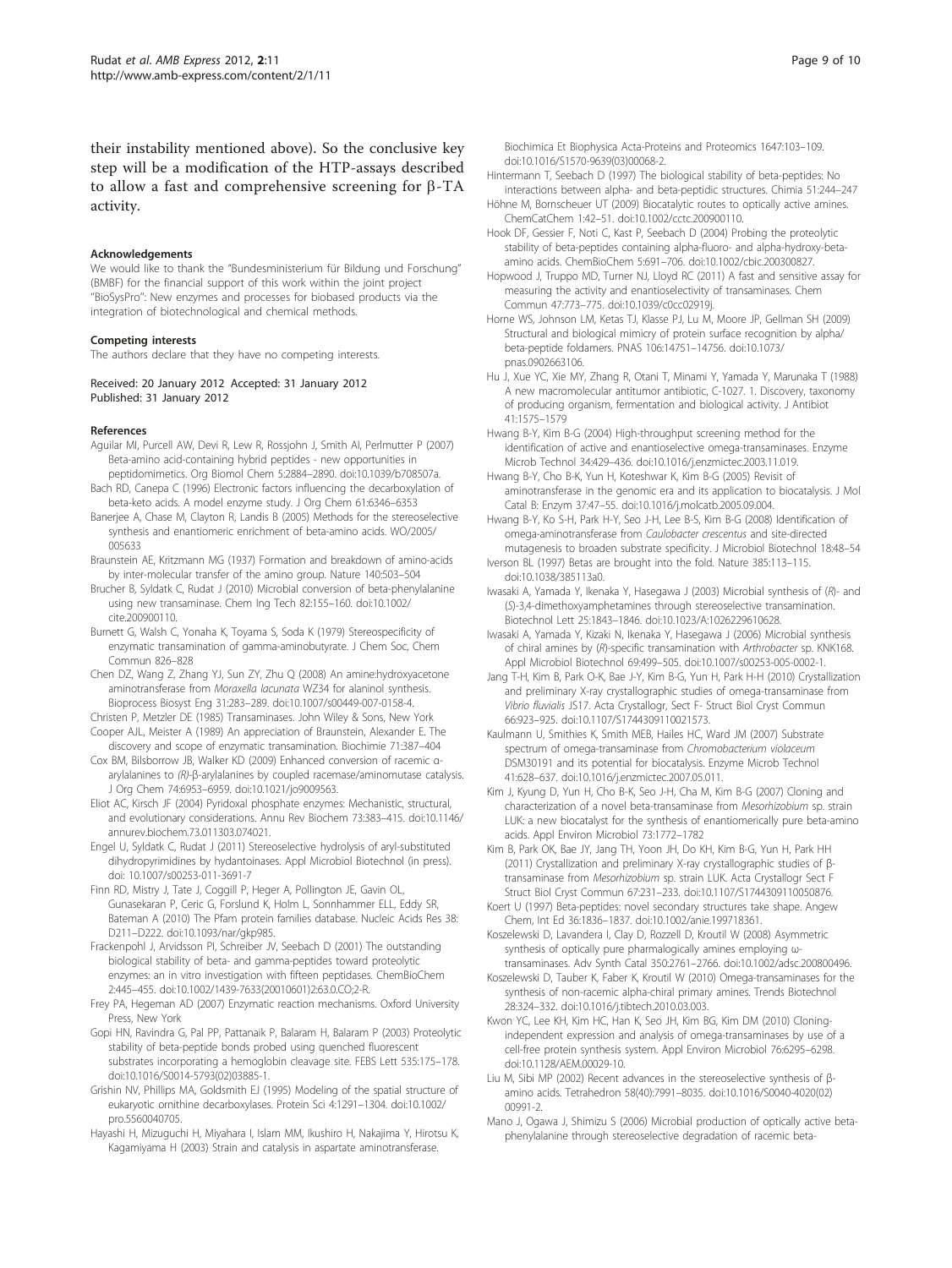their instability mentioned above). So the conclusive key step will be a modification of the HTP-assays described to allow a fast and comprehensive screening for β-TA activity.

#### Acknowledgements

We would like to thank the "Bundesministerium für Bildung und Forschung" (BMBF) for the financial support of this work within the joint project "BioSysPro": New enzymes and processes for biobased products via the integration of biotechnological and chemical methods.

#### Competing interests

The authors declare that they have no competing interests.

Received: 20 January 2012 Accepted: 31 January 2012
Published: 31 January 2012

#### References

Aguilar MI, Purcell AW, Devi R, Lew R, Rossjohn J, Smith AI, Perlmutter P (2007) Beta-amino acid-containing hybrid peptides - new opportunities in peptidomimetics. Org Biomol Chem 5:2884–2890. doi:10.1039/b708507a.

Bach RD, Canepa C (1996) Electronic factors influencing the decarboxylation of beta-keto acids. A model enzyme study. J Org Chem 61:6346–6353

Banerjee A, Chase M, Clayton R, Landis B (2005) Methods for the stereoselective synthesis and enantiomeric enrichment of beta-amino acids. WO/2005/005633

Braunstein AE, Kritzmann MG (1937) Formation and breakdown of amino-acids by inter-molecular transfer of the amino group. Nature 140:503–504

Brucher B, Syldatk C, Rudat J (2010) Microbial conversion of beta-phenylalanine using new transaminase. Chem Ing Tech 82:155–160. doi:10.1002/cite.200900110.

Burnett G, Walsh C, Yonaha K, Toyama S, Soda K (1979) Stereospecificity of enzymatic transamination of gamma-aminobutyrate. J Chem Soc, Chem Commun 826–828

Chen DZ, Wang Z, Zhang YJ, Sun ZY, Zhu Q (2008) An amine:hydroxyacetone aminotransferase from *Moraxella lacunata* WZ34 for alaninol synthesis. Bioprocess Biosyst Eng 31:283–289. doi:10.1007/s00449-007-0158-4.

Christen P, Metzler DE (1985) Transaminases. John Wiley & Sons, New York

Cooper AJL, Meister A (1989) An appreciation of Braunstein, Alexander E. The discovery and scope of enzymatic transamination. Biochimie 71:387–404

Cox BM, Bilsborrow JB, Walker KD (2009) Enhanced conversion of racemic α-arylalanines to (*R*)-β-arylalanines by coupled racemase/aminomutase catalysis. J Org Chem 74:6953–6959. doi:10.1021/jo9009563.

Eliot AC, Kirsch JF (2004) Pyridoxal phosphate enzymes: Mechanistic, structural, and evolutionary considerations. Annu Rev Biochem 73:383–415. doi:10.1146/annurev.biochem.73.011303.074021.

Engel U, Syldatk C, Rudat J (2011) Stereoselective hydrolysis of aryl-substituted dihydropyrimidines by hydantoinases. Appl Microbiol Biotechnol (in press). doi: 10.1007/s00253-011-3691-7

Finn RD, Mistry J, Tate J, Coggill P, Heger A, Pollington JE, Gavin OL, Gunasekaran P, Ceric G, Forslund K, Holm L, Sonnhammer ELL, Eddy SR, Bateman A (2010) The Pfam protein families database. Nucleic Acids Res 38: D211–D222. doi:10.1093/nar/gkp985.

Frackenpohl J, Arvidsson PI, Schreiber JV, Seebach D (2001) The outstanding biological stability of beta- and gamma-peptides toward proteolytic enzymes: an in vitro investigation with fifteen peptidases. ChemBioChem 2:445–455. doi:10.1002/1439-7633(20010601)2:63.0.CO;2-R.

Frey PA, Hegeman AD (2007) Enzymatic reaction mechanisms. Oxford University Press, New York

Gopi HN, Ravindra G, Pal PP, Pattanaik P, Balaram H, Balaram P (2003) Proteolytic stability of beta-peptide bonds probed using quenched fluorescent substrates incorporating a hemoglobin cleavage site. FEBS Lett 535:175–178. doi:10.1016/S0014-5793(02)03885-1.

Grishin NV, Phillips MA, Goldsmith EJ (1995) Modeling of the spatial structure of eukaryotic ornithine decarboxylases. Protein Sci 4:1291–1304. doi:10.1002/pro.5560040705.

Hayashi H, Mizuguchi H, Miyahara I, Islam MM, Ikushiro H, Nakajima Y, Hirotsu K, Kagamiyama H (2003) Strain and catalysis in aspartate aminotransferase. Biochimica Et Biophysica Acta-Proteins and Proteomics 1647:103–109. doi:10.1016/S1570-9639(03)00068-2.

Hintermann T, Seebach D (1997) The biological stability of beta-peptides: No interactions between alpha- and beta-peptidic structures. Chimia 51:244–247

Höhne M, Bornscheuer UT (2009) Biocatalytic routes to optically active amines. ChemCatChem 1:42–51. doi:10.1002/cctc.200900110.

Hook DF, Gessier F, Noti C, Kast P, Seebach D (2004) Probing the proteolytic stability of beta-peptides containing alpha-fluoro- and alpha-hydroxy-beta-amino acids. ChemBioChem 5:691–706. doi:10.1002/cbic.200300827.

Hopwood J, Truppo MD, Turner NJ, Lloyd RC (2011) A fast and sensitive assay for measuring the activity and enantioselectivity of transaminases. Chem Commun 47:773–775. doi:10.1039/c0cc02919j.

Horne WS, Johnson LM, Ketas TJ, Klasse PJ, Lu M, Moore JP, Gellman SH (2009) Structural and biological mimicry of protein surface recognition by alpha/beta-peptide foldamers. PNAS 106:14751–14756. doi:10.1073/pnas.0902663106.

Hu J, Xue YC, Xie MY, Zhang R, Otani T, Minami Y, Yamada Y, Marunaka T (1988) A new macromolecular antitumor antibiotic, C-1027. 1. Discovery, taxonomy of producing organism, fermentation and biological activity. J Antibiot 41:1575–1579

Hwang B-Y, Kim B-G (2004) High-throughput screening method for the identification of active and enantioselective omega-transaminases. Enzyme Microb Technol 34:429–436. doi:10.1016/j.enzmictec.2003.11.019.

Hwang B-Y, Cho B-K, Yun H, Koteshwar K, Kim B-G (2005) Revisit of aminotransferase in the genomic era and its application to biocatalysis. J Mol Catal B: Enzym 37:47–55. doi:10.1016/j.molcatb.2005.09.004.

Hwang B-Y, Ko S-H, Park H-Y, Seo J-H, Lee B-S, Kim B-G (2008) Identification of omega-aminotransferase from *Caulobacter crescentus* and site-directed mutagenesis to broaden substrate specificity. J Microbiol Biotechnol 18:48–54

Iverson BL (1997) Betas are brought into the fold. Nature 385:113–115. doi:10.1038/385113a0.

Iwasaki A, Yamada Y, Ikenaka Y, Hasegawa J (2003) Microbial synthesis of (*R*)- and (*S*)-3,4-dimethoxyamphetamines through stereoselective transamination. Biotechnol Lett 25:1843–1846. doi:10.1023/A:1026229610628.

Iwasaki A, Yamada Y, Kizaki N, Ikenaka Y, Hasegawa J (2006) Microbial synthesis of chiral amines by (*R*)-specific transamination with *Arthrobacter* sp. KNK168. Appl Microbiol Biotechnol 69:499–505. doi:10.1007/s00253-005-0002-1.

Jang T-H, Kim B, Park O-K, Bae J-Y, Kim B-G, Yun H, Park H-H (2010) Crystallization and preliminary X-ray crystallographic studies of omega-transaminase from *Vibrio fluvialis* JS17. Acta Crystallogr, Sect F- Struct Biol Cryst Commun 66:923–925. doi:10.1107/S1744309110021573.

Kaulmann U, Smithies K, Smith MEB, Hailes HC, Ward JM (2007) Substrate spectrum of omega-transaminase from *Chromobacterium violaceum* DSM30191 and its potential for biocatalysis. Enzyme Microb Technol 41:628–637. doi:10.1016/j.enzmictec.2007.05.011.

Kim J, Kyung D, Yun H, Cho B-K, Seo J-H, Cha M, Kim B-G (2007) Cloning and characterization of a novel beta-transaminase from *Mesorhizobium* sp. strain LUK: a new biocatalyst for the synthesis of enantiomerically pure beta-amino acids. Appl Environ Microbiol 73:1772–1782

Kim B, Park OK, Bae JY, Jang TH, Yoon JH, Do KH, Kim B-G, Yun H, Park HH (2011) Crystallization and preliminary X-ray crystallographic studies of β-transaminase from *Mesorhizobium* sp. strain LUK. Acta Crystallogr Sect F Struct Biol Cryst Commun 67:231–233. doi:10.1107/S1744309110050876.

Koert U (1997) Beta-peptides: novel secondary structures take shape. Angew Chem, Int Ed 36:1836–1837. doi:10.1002/anie.199718361.

Koszelewski D, Lavandera I, Clay D, Rozzell D, Kroutil W (2008) Asymmetric synthesis of optically pure pharmacologically active amines employing ω-transaminases. Adv Synth Catal 350:2761–2766. doi:10.1002/adsc.200800496.

Koszelewski D, Tauber K, Faber K, Kroutil W (2010) Omega-transaminases for the synthesis of non-racemic alpha-chiral primary amines. Trends Biotechnol 28:324–332. doi:10.1016/j.tibtech.2010.03.003.

Kwon YC, Lee KH, Kim HC, Han K, Seo JH, Kim BG, Kim DM (2010) Cloning-independent expression and analysis of omega-transaminases by use of a cell-free protein synthesis system. Appl Environ Microbiol 76:6295–6298. doi:10.1128/AEM.00029-10.

Liu M, Sibi MP (2002) Recent advances in the stereoselective synthesis of β-amino acids. Tetrahedron 58(40):7991–8035. doi:10.1016/S0040-4020(02)00991-2.

Mano J, Ogawa J, Shimizu S (2006) Microbial production of optically active beta-phenylalanine through stereoselective degradation of racemic beta-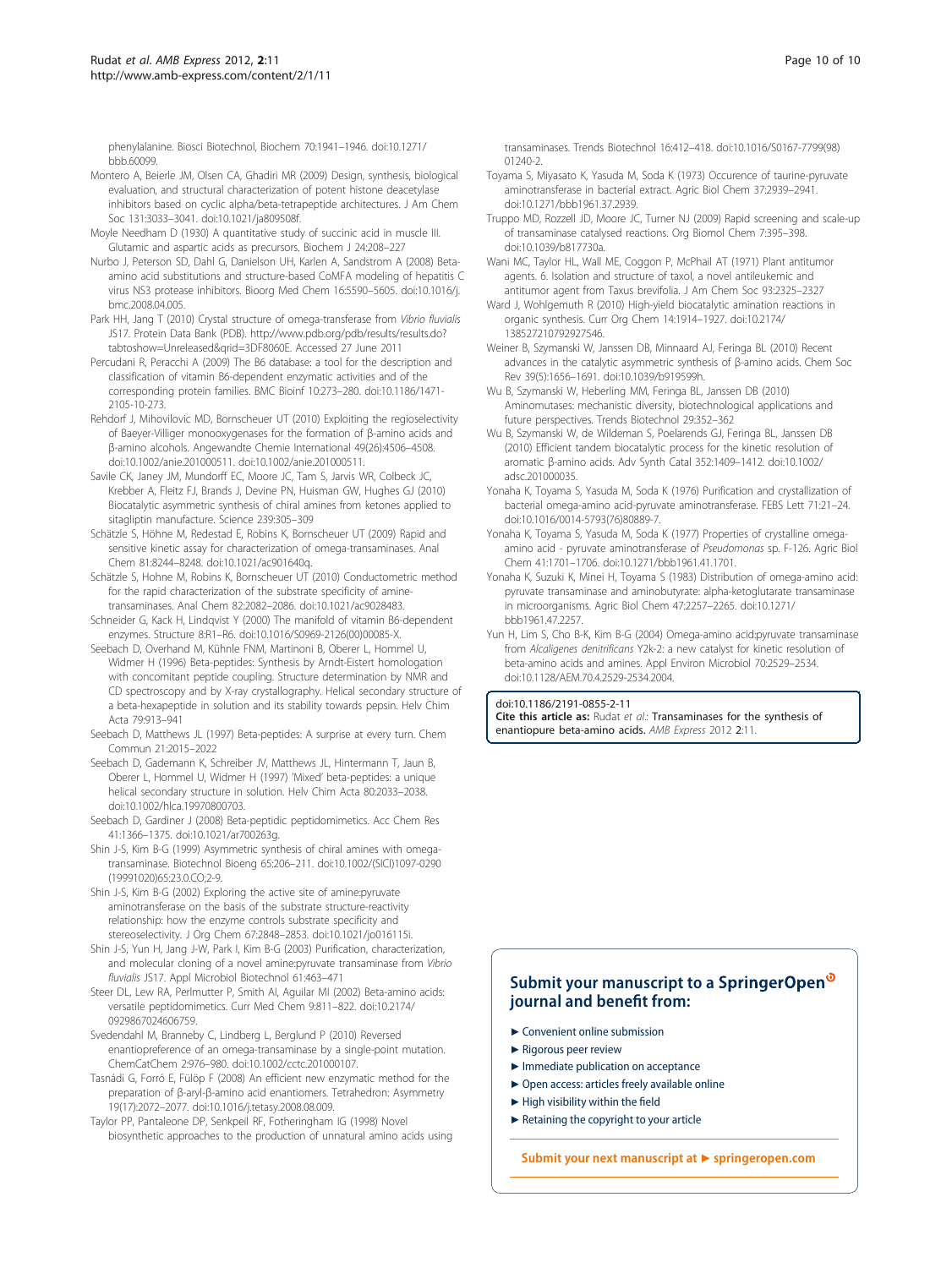phenylalanine. Biosci Biotechnol, Biochem 70:1941–1946. doi:10.1271/bbb.60099.

Montero A, Beierle JM, Olsen CA, Ghadiri MR (2009) Design, synthesis, biological evaluation, and structural characterization of potent histone deacetylase inhibitors based on cyclic alpha/beta-tetrapeptide architectures. J Am Chem Soc 131:3033–3041. doi:10.1021/ja809508f.

Moyle Needham D (1930) A quantitative study of succinic acid in muscle III. Glutamic and aspartic acids as precursors. Biochem J 24:208–227

Nurbo J, Peterson SD, Dahl G, Danielson UH, Karlen A, Sandstrom A (2008) Beta-amino acid substitutions and structure-based CoMFA modeling of hepatitis C virus NS3 protease inhibitors. Bioorg Med Chem 16:5590–5605. doi:10.1016/j.bmc.2008.04.005.

Park HH, Jang T (2010) Crystal structure of omega-transferase from *Vibrio fluvialis* JS17. Protein Data Bank (PDB). http://www.pdb.org/pdb/results/results.do?tabtoshow=Unreleased&qrid=3DF8060E. Accessed 27 June 2011

Percudani R, Peracchi A (2009) The B6 database: a tool for the description and classification of vitamin B6-dependent enzymatic activities and of the corresponding protein families. BMC Bioinf 10:273–280. doi:10.1186/1471-2105-10-273.

Rehdorf J, Mihovilovic MD, Bornscheuer UT (2010) Exploiting the regioselectivity of Baeyer-Villiger monooxygenases for the formation of β-amino acids and β-amino alcohols. Angewandte Chemie International 49(26):4506–4508. doi:10.1002/anie.201000511. doi:10.1002/anie.201000511.

Savile CK, Janey JM, Mundorff EC, Moore JC, Tam S, Jarvis WR, Colbeck JC, Krebber A, Fleitz FJ, Brands J, Devine PN, Huisman GW, Hughes GJ (2010) Biocatalytic asymmetric synthesis of chiral amines from ketones applied to sitagliptin manufacture. Science 239:305–309

Schätzle S, Höhne M, Redestad E, Robins K, Bornscheuer UT (2009) Rapid and sensitive kinetic assay for characterization of omega-transaminases. Anal Chem 81:8244–8248. doi:10.1021/ac901640q.

Schätzle S, Hohne M, Robins K, Bornscheuer UT (2010) Conductometric method for the rapid characterization of the substrate specificity of amine-transaminases. Anal Chem 82:2082–2086. doi:10.1021/ac9028483.

Schneider G, Kack H, Lindqvist Y (2000) The manifold of vitamin B6-dependent enzymes. Structure 8:R1–R6. doi:10.1016/S0969-2126(00)00085-X.

Seebach D, Overhand M, Kühnle FNM, Martinoni B, Oberer L, Hommel U, Widmer H (1996) Beta-peptides: Synthesis by Arndt-Eistert homologation with concomitant peptide coupling. Structure determination by NMR and CD spectroscopy and by X-ray crystallography. Helical secondary structure of a beta-hexapeptide in solution and its stability towards pepsin. Helv Chim Acta 79:913–941

Seebach D, Matthews JL (1997) Beta-peptides: A surprise at every turn. Chem Commun 21:2015–2022

Seebach D, Gademann K, Schreiber JV, Matthews JL, Hintermann T, Jaun B, Oberer L, Hommel U, Widmer H (1997) 'Mixed' beta-peptides: a unique helical secondary structure in solution. Helv Chim Acta 80:2033–2038. doi:10.1002/hlca.19970800703.

Seebach D, Gardiner J (2008) Beta-peptidic peptidomimetics. Acc Chem Res 41:1366–1375. doi:10.1021/ar700263g.

Shin J-S, Kim B-G (1999) Asymmetric synthesis of chiral amines with omega-transaminase. Biotechnol Bioeng 65:206–211. doi:10.1002/(SICI)1097-0290(19991020)65:23.0.CO;2-9.

Shin J-S, Kim B-G (2002) Exploring the active site of amine:pyruvate aminotransferase on the basis of the substrate structure-reactivity relationship: how the enzyme controls substrate specificity and stereoselectivity. J Org Chem 67:2848–2853. doi:10.1021/jo016115i.

Shin J-S, Yun H, Jang J-W, Park I, Kim B-G (2003) Purification, characterization, and molecular cloning of a novel amine:pyruvate transaminase from *Vibrio fluvialis* JS17. Appl Microbiol Biotechnol 61:463–471

Steer DL, Lew RA, Perlmutter P, Smith AI, Aguilar MI (2002) Beta-amino acids: versatile peptidomimetics. Curr Med Chem 9:811–822. doi:10.2174/0929867024606759.

Svedendahl M, Branneby C, Lindberg L, Berglund P (2010) Reversed enantiopreference of an omega-transaminase by a single-point mutation. ChemCatChem 2:976–980. doi:10.1002/cctc.201000107.

Tasnádi G, Forró E, Fülöp F (2008) An efficient new enzymatic method for the preparation of β-aryl-β-amino acid enantiomers. Tetrahedron: Asymmetry 19(17):2072–2077. doi:10.1016/j.tetasy.2008.08.009.

Taylor PP, Pantaleone DP, Senkpeil RF, Fotheringham IG (1998) Novel biosynthetic approaches to the production of unnatural amino acids using transaminases. Trends Biotechnol 16:412–418. doi:10.1016/S0167-7799(98)01240-2.

Toyama S, Miyasato K, Yasuda M, Soda K (1973) Occurence of taurine-pyruvate aminotransferase in bacterial extract. Agric Biol Chem 37:2939–2941. doi:10.1271/bbb1961.37.2939.

Truppo MD, Rozzell JD, Moore JC, Turner NJ (2009) Rapid screening and scale-up of transaminase catalysed reactions. Org Biomol Chem 7:395–398. doi:10.1039/b817730a.

Wani MC, Taylor HL, Wall ME, Coggon P, McPhail AT (1971) Plant antitumor agents. 6. Isolation and structure of taxol, a novel antileukemic and antitumor agent from Taxus brevifolia. J Am Chem Soc 93:2325–2327

Ward J, Wohlgemuth R (2010) High-yield biocatalytic amination reactions in organic synthesis. Curr Org Chem 14:1914–1927. doi:10.2174/138527210792927546.

Weiner B, Szymanski W, Janssen DB, Minnaard AJ, Feringa BL (2010) Recent advances in the catalytic asymmetric synthesis of β-amino acids. Chem Soc Rev 39(5):1656–1691. doi:10.1039/b919599h.

Wu B, Szymanski W, Heberling MM, Feringa BL, Janssen DB (2010) Aminomutases: mechanistic diversity, biotechnological applications and future perspectives. Trends Biotechnol 29:352–362

Wu B, Szymanski W, de Wildeman S, Poelarends GJ, Feringa BL, Janssen DB (2010) Efficient tandem biocatalytic process for the kinetic resolution of aromatic β-amino acids. Adv Synth Catal 352:1409–1412. doi:10.1002/adsc.201000035.

Yonaha K, Toyama S, Yasuda M, Soda K (1976) Purification and crystallization of bacterial omega-amino acid-pyruvate aminotransferase. FEBS Lett 71:21–24. doi:10.1016/0014-5793(76)80889-7.

Yonaha K, Toyama S, Yasuda M, Soda K (1977) Properties of crystalline omega-amino acid - pyruvate aminotransferase of *Pseudomonas* sp. F-126. Agric Biol Chem 41:1701–1706. doi:10.1271/bbb1961.41.1701.

Yonaha K, Suzuki K, Minei H, Toyama S (1983) Distribution of omega-amino acid: pyruvate transaminase and aminobutyrate: alpha-ketoglutarate transaminase in microorganisms. Agric Biol Chem 47:2257–2265. doi:10.1271/bbb1961.47.2257.

Yun H, Lim S, Cho B-K, Kim B-G (2004) Omega-amino acid:pyruvate transaminase from *Alcaligenes denitrificans* Y2k-2: a new catalyst for kinetic resolution of beta-amino acids and amines. Appl Environ Microbiol 70:2529–2534. doi:10.1128/AEM.70.4.2529-2534.2004.

doi:10.1186/2191-0855-2-11

**Cite this article as:** Rudat *et al.*: **Transaminases for the synthesis of enantiopure beta-amino acids.** *AMB Express* 2012 **2**:11.

**Submit your manuscript to a SpringerOpen journal and benefit from:**

- ► Convenient online submission
- ► Rigorous peer review
- ► Immediate publication on acceptance
- ► Open access: articles freely available online
- ► High visibility within the field
- ► Retaining the copyright to your article

**Submit your next manuscript at ► springeropen.com**